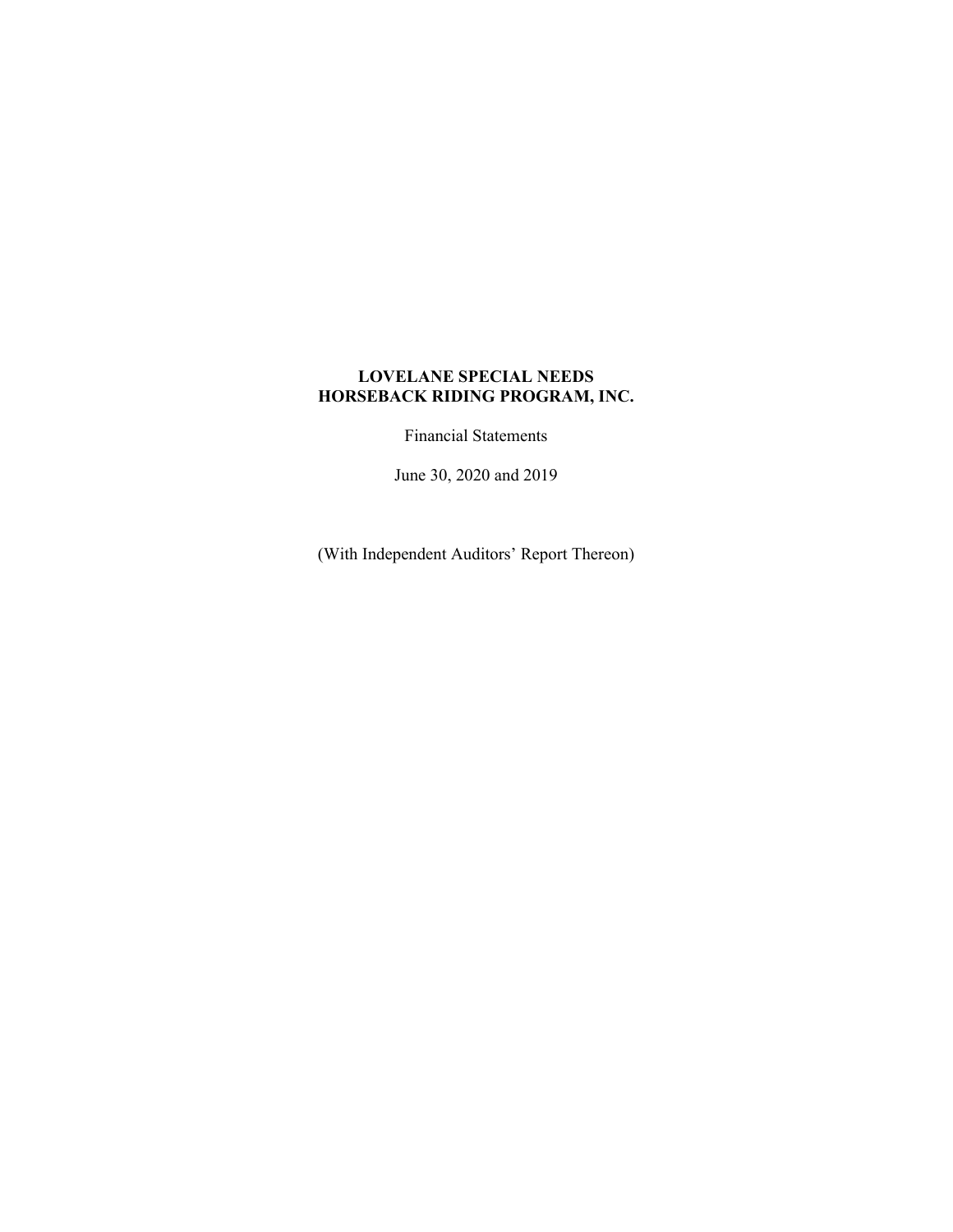**LOVELANE SPECIAL NEEDS**
**HORSEBACK RIDING PROGRAM, INC.**

Financial Statements

June 30, 2020 and 2019

(With Independent Auditors' Report Thereon)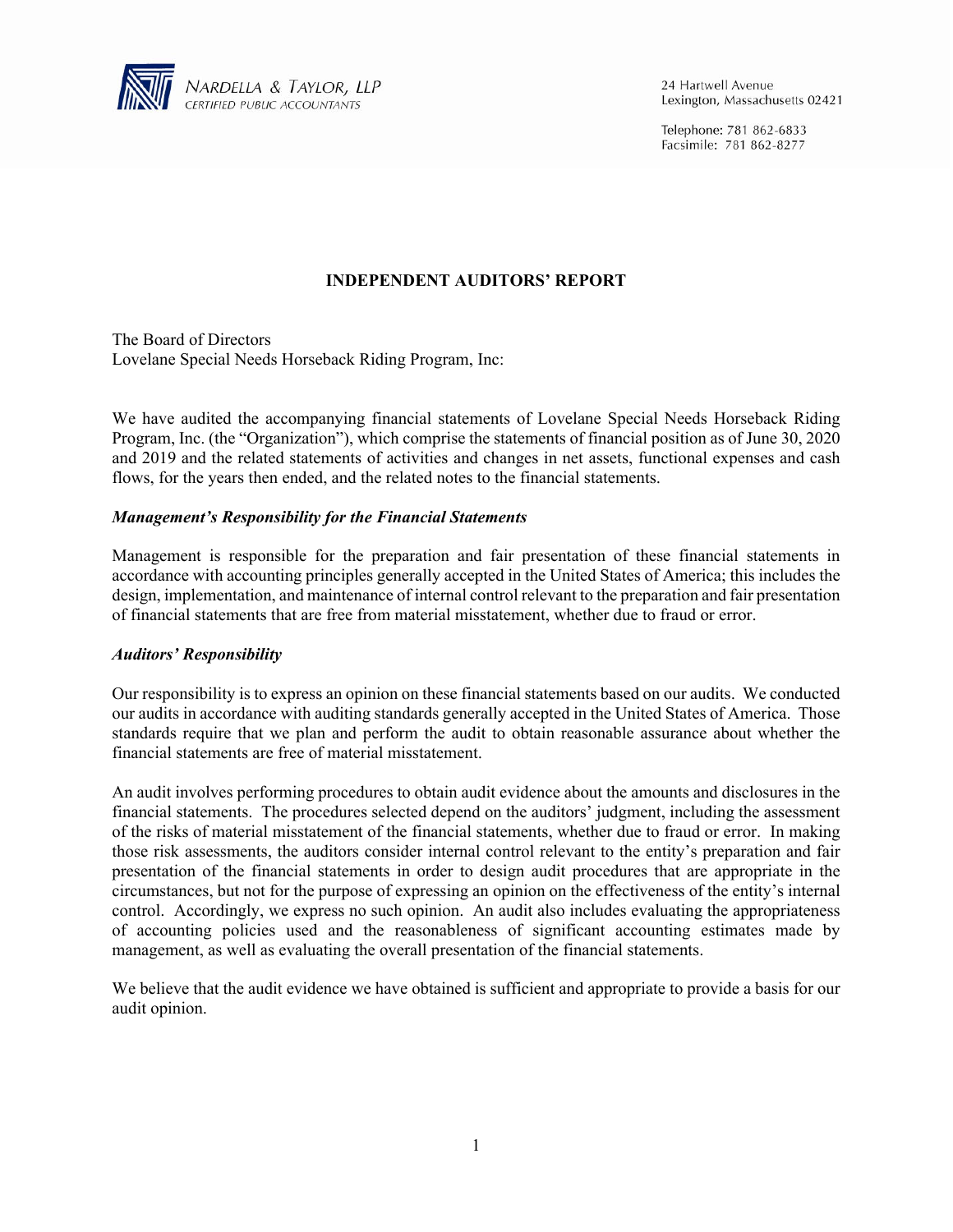NARDELLA & TAYLOR, LLP
CERTIFIED PUBLIC ACCOUNTANTS

24 Hartwell Avenue
Lexington, Massachusetts 02421

Telephone: 781 862-6833
Facsimile: 781 862-8277

# INDEPENDENT AUDITORS' REPORT

The Board of Directors
Lovelane Special Needs Horseback Riding Program, Inc:

We have audited the accompanying financial statements of Lovelane Special Needs Horseback Riding Program, Inc. (the "Organization"), which comprise the statements of financial position as of June 30, 2020 and 2019 and the related statements of activities and changes in net assets, functional expenses and cash flows, for the years then ended, and the related notes to the financial statements.

### *Management's Responsibility for the Financial Statements*

Management is responsible for the preparation and fair presentation of these financial statements in accordance with accounting principles generally accepted in the United States of America; this includes the design, implementation, and maintenance of internal control relevant to the preparation and fair presentation of financial statements that are free from material misstatement, whether due to fraud or error.

### *Auditors' Responsibility*

Our responsibility is to express an opinion on these financial statements based on our audits. We conducted our audits in accordance with auditing standards generally accepted in the United States of America. Those standards require that we plan and perform the audit to obtain reasonable assurance about whether the financial statements are free of material misstatement.

An audit involves performing procedures to obtain audit evidence about the amounts and disclosures in the financial statements. The procedures selected depend on the auditors' judgment, including the assessment of the risks of material misstatement of the financial statements, whether due to fraud or error. In making those risk assessments, the auditors consider internal control relevant to the entity's preparation and fair presentation of the financial statements in order to design audit procedures that are appropriate in the circumstances, but not for the purpose of expressing an opinion on the effectiveness of the entity's internal control. Accordingly, we express no such opinion. An audit also includes evaluating the appropriateness of accounting policies used and the reasonableness of significant accounting estimates made by management, as well as evaluating the overall presentation of the financial statements.

We believe that the audit evidence we have obtained is sufficient and appropriate to provide a basis for our audit opinion.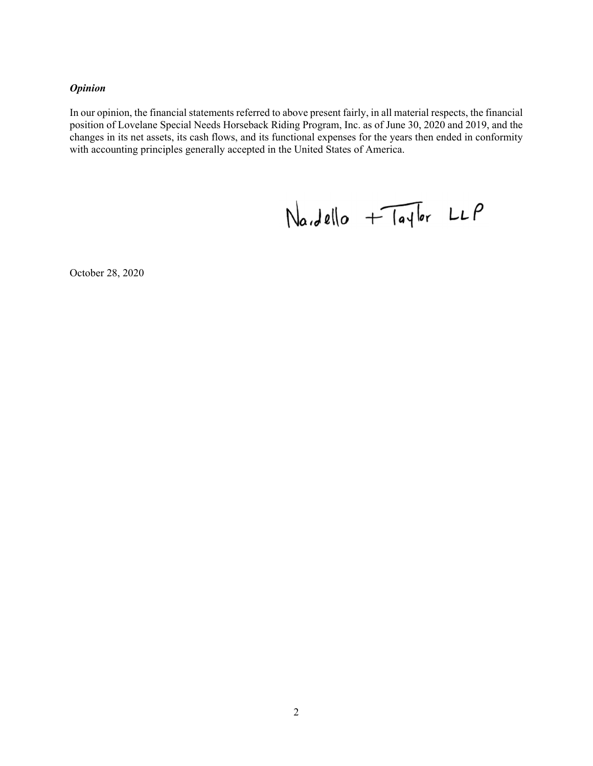***Opinion***

In our opinion, the financial statements referred to above present fairly, in all material respects, the financial position of Lovelane Special Needs Horseback Riding Program, Inc. as of June 30, 2020 and 2019, and the changes in its net assets, its cash flows, and its functional expenses for the years then ended in conformity with accounting principles generally accepted in the United States of America.

Nardello + Taylor LLP

October 28, 2020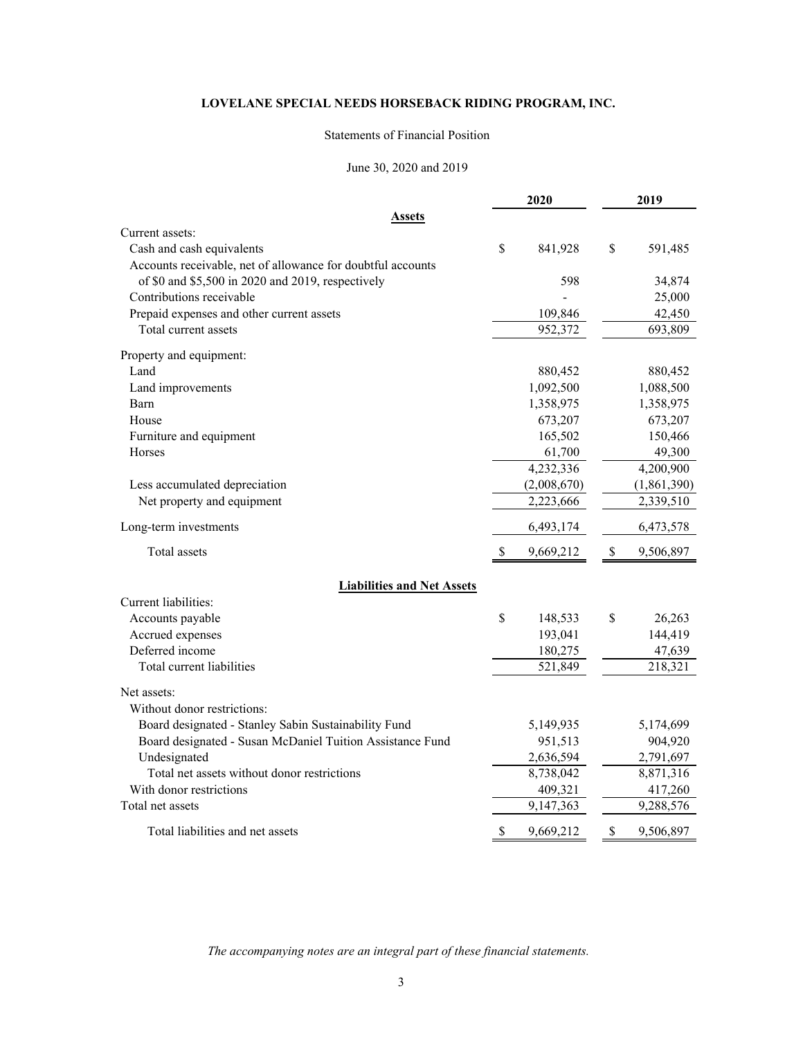# LOVELANE SPECIAL NEEDS HORSEBACK RIDING PROGRAM, INC.

Statements of Financial Position

June 30, 2020 and 2019

| | 2020 | 2019 |
|---|---|---|
| **Assets** | | |
| Current assets: | | |
| Cash and cash equivalents | $ 841,928 | $ 591,485 |
| Accounts receivable, net of allowance for doubtful accounts of $0 and $5,500 in 2020 and 2019, respectively | 598 | 34,874 |
| Contributions receivable | - | 25,000 |
| Prepaid expenses and other current assets | 109,846 | 42,450 |
| Total current assets | 952,372 | 693,809 |
| Property and equipment: | | |
| Land | 880,452 | 880,452 |
| Land improvements | 1,092,500 | 1,088,500 |
| Barn | 1,358,975 | 1,358,975 |
| House | 673,207 | 673,207 |
| Furniture and equipment | 165,502 | 150,466 |
| Horses | 61,700 | 49,300 |
| | 4,232,336 | 4,200,900 |
| Less accumulated depreciation | (2,008,670) | (1,861,390) |
| Net property and equipment | 2,223,666 | 2,339,510 |
| Long-term investments | 6,493,174 | 6,473,578 |
| Total assets | $ 9,669,212 | $ 9,506,897 |
| **Liabilities and Net Assets** | | |
| Current liabilities: | | |
| Accounts payable | $ 148,533 | $ 26,263 |
| Accrued expenses | 193,041 | 144,419 |
| Deferred income | 180,275 | 47,639 |
| Total current liabilities | 521,849 | 218,321 |
| Net assets: | | |
| Without donor restrictions: | | |
| Board designated - Stanley Sabin Sustainability Fund | 5,149,935 | 5,174,699 |
| Board designated - Susan McDaniel Tuition Assistance Fund | 951,513 | 904,920 |
| Undesignated | 2,636,594 | 2,791,697 |
| Total net assets without donor restrictions | 8,738,042 | 8,871,316 |
| With donor restrictions | 409,321 | 417,260 |
| Total net assets | 9,147,363 | 9,288,576 |
| Total liabilities and net assets | $ 9,669,212 | $ 9,506,897 |

*The accompanying notes are an integral part of these financial statements.*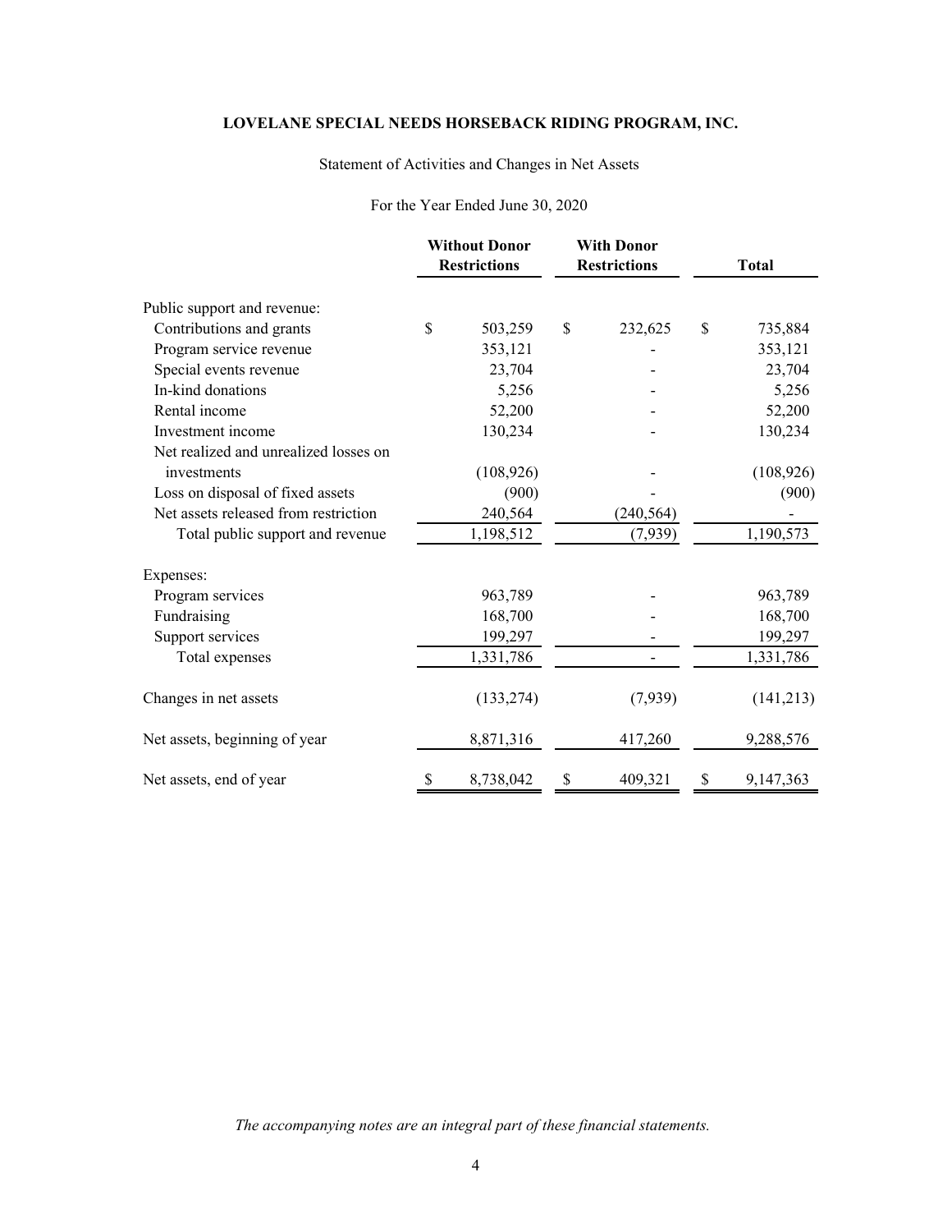# LOVELANE SPECIAL NEEDS HORSEBACK RIDING PROGRAM, INC.

Statement of Activities and Changes in Net Assets

For the Year Ended June 30, 2020

| | Without Donor Restrictions | With Donor Restrictions | Total |
|---|---|---|---|
| Public support and revenue: | | | |
| Contributions and grants | $ 503,259 | $ 232,625 | $ 735,884 |
| Program service revenue | 353,121 | - | 353,121 |
| Special events revenue | 23,704 | - | 23,704 |
| In-kind donations | 5,256 | - | 5,256 |
| Rental income | 52,200 | - | 52,200 |
| Investment income | 130,234 | - | 130,234 |
| Net realized and unrealized losses on investments | (108,926) | - | (108,926) |
| Loss on disposal of fixed assets | (900) | - | (900) |
| Net assets released from restriction | 240,564 | (240,564) | - |
| Total public support and revenue | 1,198,512 | (7,939) | 1,190,573 |
| Expenses: | | | |
| Program services | 963,789 | - | 963,789 |
| Fundraising | 168,700 | - | 168,700 |
| Support services | 199,297 | - | 199,297 |
| Total expenses | 1,331,786 | - | 1,331,786 |
| Changes in net assets | (133,274) | (7,939) | (141,213) |
| Net assets, beginning of year | 8,871,316 | 417,260 | 9,288,576 |
| Net assets, end of year | $ 8,738,042 | $ 409,321 | $ 9,147,363 |

*The accompanying notes are an integral part of these financial statements.*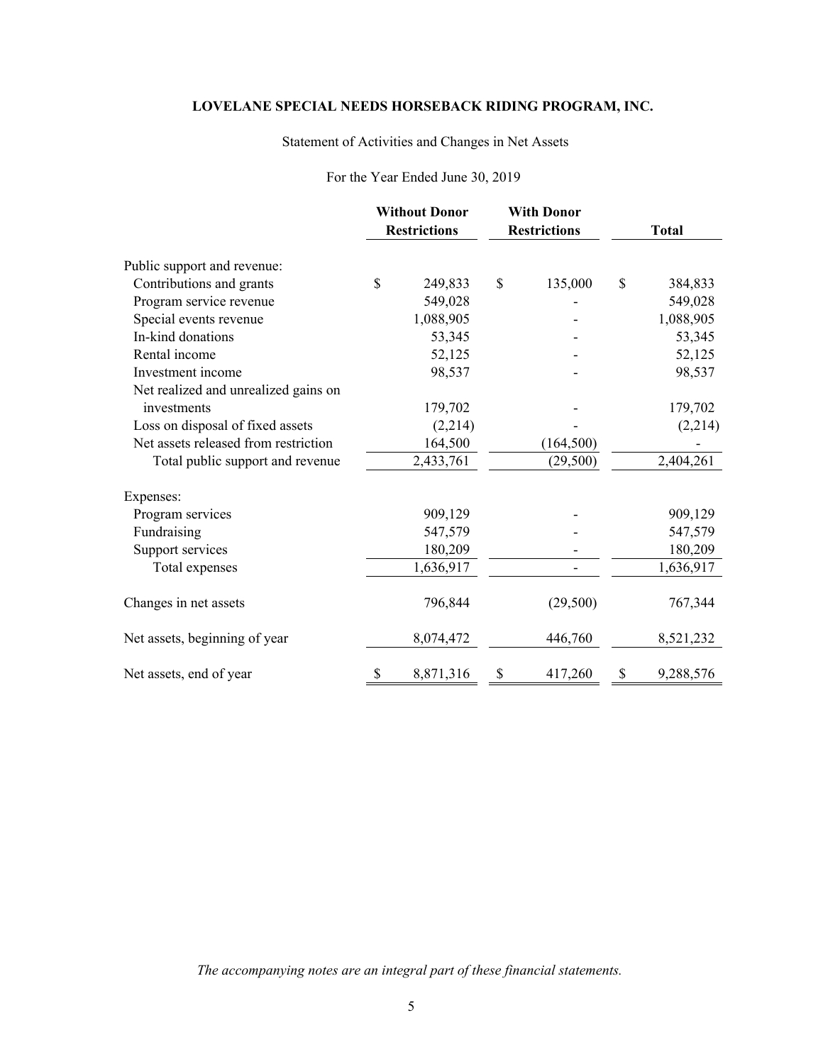**LOVELANE SPECIAL NEEDS HORSEBACK RIDING PROGRAM, INC.**

Statement of Activities and Changes in Net Assets

For the Year Ended June 30, 2019

| | Without Donor Restrictions | With Donor Restrictions | Total |
|---|---|---|---|
| Public support and revenue: | | | |
| Contributions and grants | $ 249,833 | $ 135,000 | $ 384,833 |
| Program service revenue | 549,028 | - | 549,028 |
| Special events revenue | 1,088,905 | - | 1,088,905 |
| In-kind donations | 53,345 | - | 53,345 |
| Rental income | 52,125 | - | 52,125 |
| Investment income | 98,537 | - | 98,537 |
| Net realized and unrealized gains on investments | 179,702 | - | 179,702 |
| Loss on disposal of fixed assets | (2,214) | - | (2,214) |
| Net assets released from restriction | 164,500 | (164,500) | - |
| Total public support and revenue | 2,433,761 | (29,500) | 2,404,261 |
| Expenses: | | | |
| Program services | 909,129 | - | 909,129 |
| Fundraising | 547,579 | - | 547,579 |
| Support services | 180,209 | - | 180,209 |
| Total expenses | 1,636,917 | - | 1,636,917 |
| Changes in net assets | 796,844 | (29,500) | 767,344 |
| Net assets, beginning of year | 8,074,472 | 446,760 | 8,521,232 |
| Net assets, end of year | $ 8,871,316 | $ 417,260 | $ 9,288,576 |

*The accompanying notes are an integral part of these financial statements.*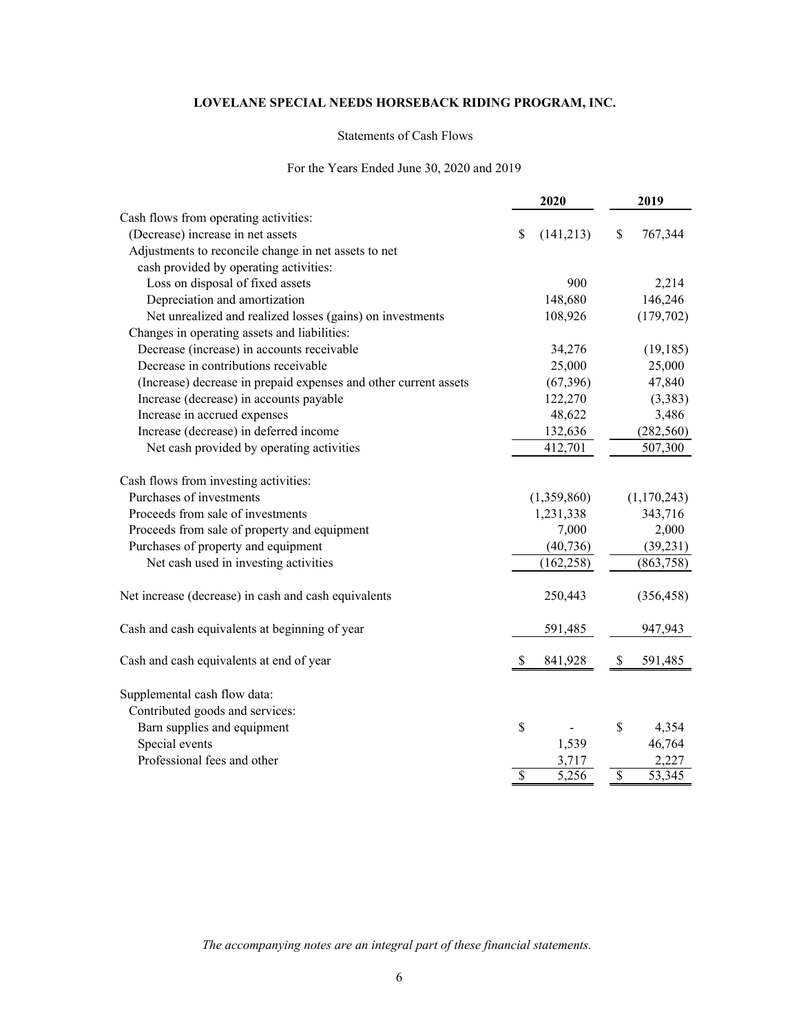**LOVELANE SPECIAL NEEDS HORSEBACK RIDING PROGRAM, INC.**

Statements of Cash Flows

For the Years Ended June 30, 2020 and 2019

| | 2020 | 2019 |
|---|---|---|
| Cash flows from operating activities: | | |
| (Decrease) increase in net assets | $ (141,213) | $ 767,344 |
| Adjustments to reconcile change in net assets to net cash provided by operating activities: | | |
| Loss on disposal of fixed assets | 900 | 2,214 |
| Depreciation and amortization | 148,680 | 146,246 |
| Net unrealized and realized losses (gains) on investments | 108,926 | (179,702) |
| Changes in operating assets and liabilities: | | |
| Decrease (increase) in accounts receivable | 34,276 | (19,185) |
| Decrease in contributions receivable | 25,000 | 25,000 |
| (Increase) decrease in prepaid expenses and other current assets | (67,396) | 47,840 |
| Increase (decrease) in accounts payable | 122,270 | (3,383) |
| Increase in accrued expenses | 48,622 | 3,486 |
| Increase (decrease) in deferred income | 132,636 | (282,560) |
| Net cash provided by operating activities | 412,701 | 507,300 |
| | | |
| Cash flows from investing activities: | | |
| Purchases of investments | (1,359,860) | (1,170,243) |
| Proceeds from sale of investments | 1,231,338 | 343,716 |
| Proceeds from sale of property and equipment | 7,000 | 2,000 |
| Purchases of property and equipment | (40,736) | (39,231) |
| Net cash used in investing activities | (162,258) | (863,758) |
| | | |
| Net increase (decrease) in cash and cash equivalents | 250,443 | (356,458) |
| | | |
| Cash and cash equivalents at beginning of year | 591,485 | 947,943 |
| | | |
| Cash and cash equivalents at end of year | $ 841,928 | $ 591,485 |
| | | |
| Supplemental cash flow data: | | |
| Contributed goods and services: | | |
| Barn supplies and equipment | $ - | $ 4,354 |
| Special events | 1,539 | 46,764 |
| Professional fees and other | 3,717 | 2,227 |
| | $ 5,256 | $ 53,345 |

*The accompanying notes are an integral part of these financial statements.*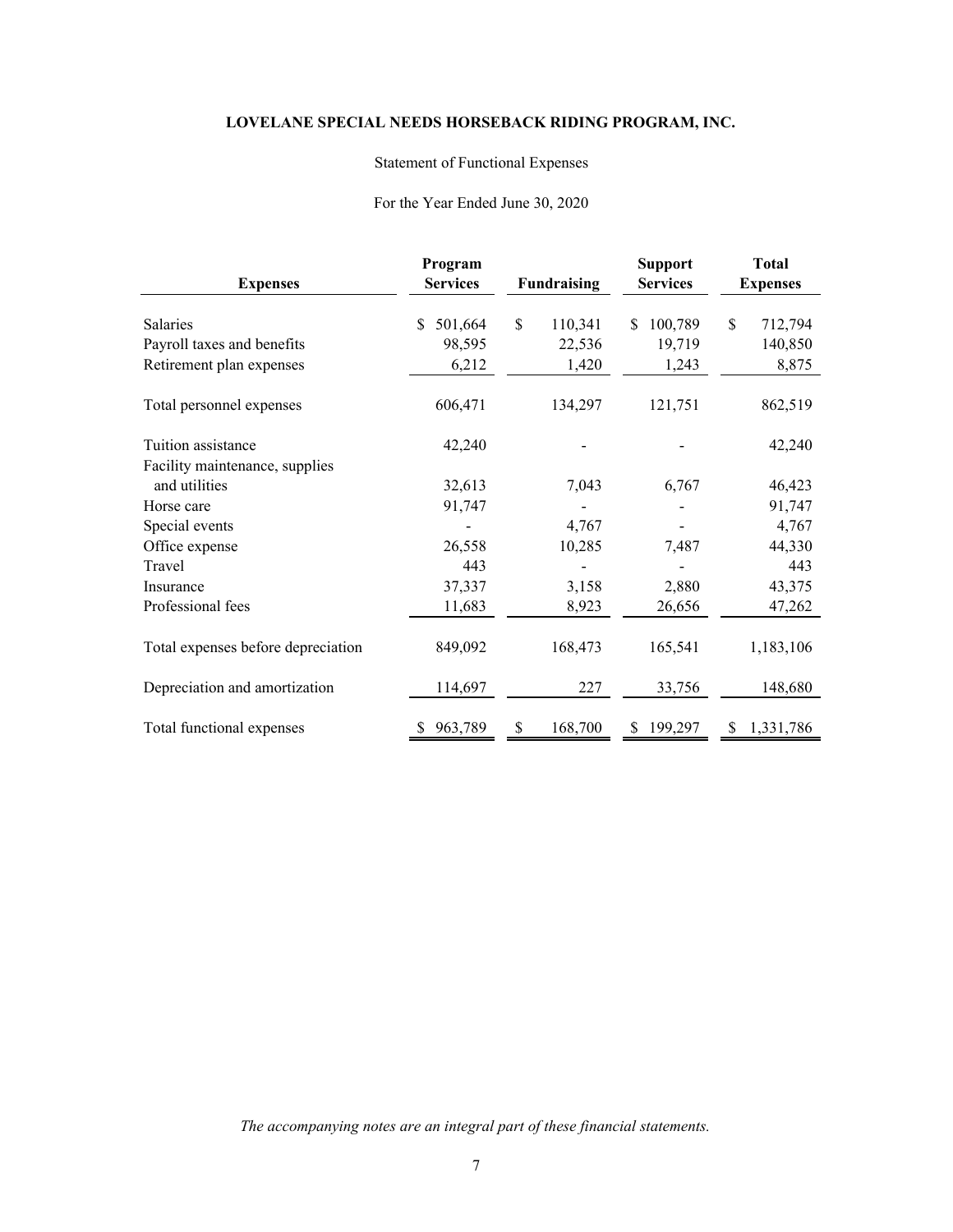**LOVELANE SPECIAL NEEDS HORSEBACK RIDING PROGRAM, INC.**

Statement of Functional Expenses

For the Year Ended June 30, 2020

| Expenses | Program Services | Fundraising | Support Services | Total Expenses |
|---|---|---|---|---|
| Salaries | $ 501,664 | $ 110,341 | $ 100,789 | $ 712,794 |
| Payroll taxes and benefits | 98,595 | 22,536 | 19,719 | 140,850 |
| Retirement plan expenses | 6,212 | 1,420 | 1,243 | 8,875 |
| Total personnel expenses | 606,471 | 134,297 | 121,751 | 862,519 |
| Tuition assistance | 42,240 | - | - | 42,240 |
| Facility maintenance, supplies and utilities | 32,613 | 7,043 | 6,767 | 46,423 |
| Horse care | 91,747 | - | - | 91,747 |
| Special events | - | 4,767 | - | 4,767 |
| Office expense | 26,558 | 10,285 | 7,487 | 44,330 |
| Travel | 443 | - | - | 443 |
| Insurance | 37,337 | 3,158 | 2,880 | 43,375 |
| Professional fees | 11,683 | 8,923 | 26,656 | 47,262 |
| Total expenses before depreciation | 849,092 | 168,473 | 165,541 | 1,183,106 |
| Depreciation and amortization | 114,697 | 227 | 33,756 | 148,680 |
| Total functional expenses | $ 963,789 | $ 168,700 | $ 199,297 | $ 1,331,786 |

*The accompanying notes are an integral part of these financial statements.*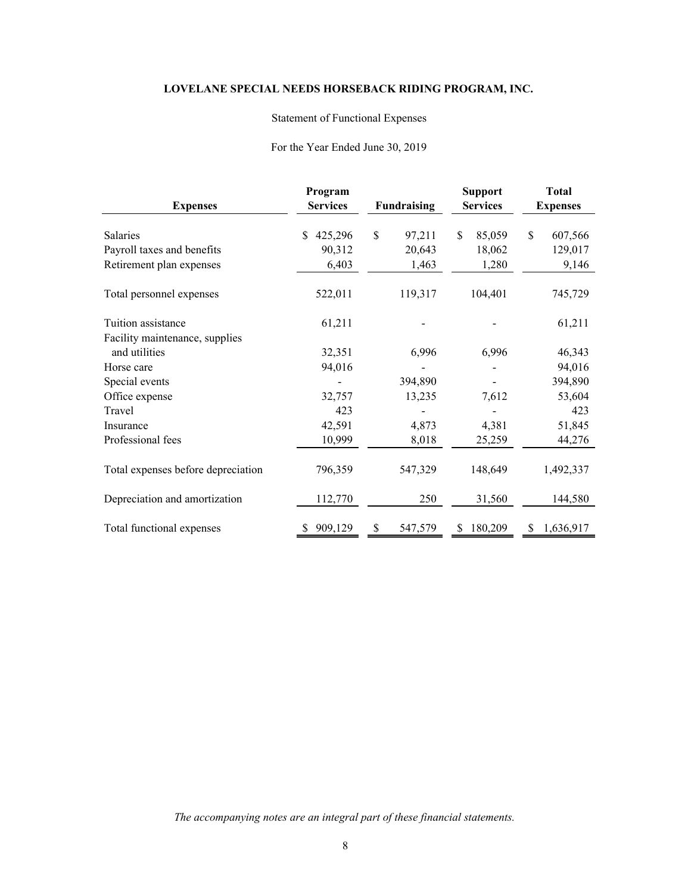**LOVELANE SPECIAL NEEDS HORSEBACK RIDING PROGRAM, INC.**

Statement of Functional Expenses

For the Year Ended June 30, 2019

| Expenses | Program Services | Fundraising | Support Services | Total Expenses |
|---|---|---|---|---|
| Salaries | $ 425,296 | $ 97,211 | $ 85,059 | $ 607,566 |
| Payroll taxes and benefits | 90,312 | 20,643 | 18,062 | 129,017 |
| Retirement plan expenses | 6,403 | 1,463 | 1,280 | 9,146 |
| Total personnel expenses | 522,011 | 119,317 | 104,401 | 745,729 |
| Tuition assistance | 61,211 | - | - | 61,211 |
| Facility maintenance, supplies and utilities | 32,351 | 6,996 | 6,996 | 46,343 |
| Horse care | 94,016 | - | - | 94,016 |
| Special events | - | 394,890 | - | 394,890 |
| Office expense | 32,757 | 13,235 | 7,612 | 53,604 |
| Travel | 423 | - | - | 423 |
| Insurance | 42,591 | 4,873 | 4,381 | 51,845 |
| Professional fees | 10,999 | 8,018 | 25,259 | 44,276 |
| Total expenses before depreciation | 796,359 | 547,329 | 148,649 | 1,492,337 |
| Depreciation and amortization | 112,770 | 250 | 31,560 | 144,580 |
| Total functional expenses | $ 909,129 | $ 547,579 | $ 180,209 | $ 1,636,917 |

*The accompanying notes are an integral part of these financial statements.*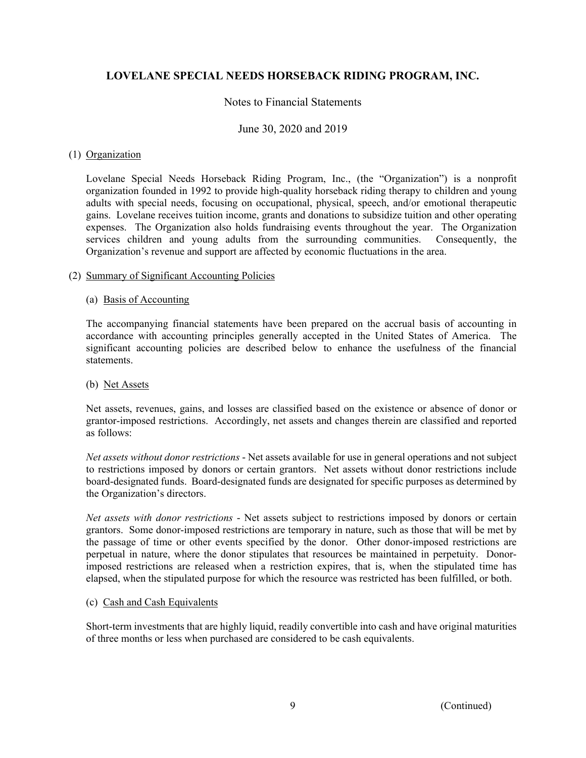# LOVELANE SPECIAL NEEDS HORSEBACK RIDING PROGRAM, INC.

Notes to Financial Statements

June 30, 2020 and 2019

## (1) Organization

Lovelane Special Needs Horseback Riding Program, Inc., (the "Organization") is a nonprofit organization founded in 1992 to provide high-quality horseback riding therapy to children and young adults with special needs, focusing on occupational, physical, speech, and/or emotional therapeutic gains. Lovelane receives tuition income, grants and donations to subsidize tuition and other operating expenses. The Organization also holds fundraising events throughout the year. The Organization services children and young adults from the surrounding communities. Consequently, the Organization's revenue and support are affected by economic fluctuations in the area.

## (2) Summary of Significant Accounting Policies

### (a) Basis of Accounting

The accompanying financial statements have been prepared on the accrual basis of accounting in accordance with accounting principles generally accepted in the United States of America. The significant accounting policies are described below to enhance the usefulness of the financial statements.

### (b) Net Assets

Net assets, revenues, gains, and losses are classified based on the existence or absence of donor or grantor-imposed restrictions. Accordingly, net assets and changes therein are classified and reported as follows:

*Net assets without donor restrictions* - Net assets available for use in general operations and not subject to restrictions imposed by donors or certain grantors. Net assets without donor restrictions include board-designated funds. Board-designated funds are designated for specific purposes as determined by the Organization's directors.

*Net assets with donor restrictions* - Net assets subject to restrictions imposed by donors or certain grantors. Some donor-imposed restrictions are temporary in nature, such as those that will be met by the passage of time or other events specified by the donor. Other donor-imposed restrictions are perpetual in nature, where the donor stipulates that resources be maintained in perpetuity. Donor-imposed restrictions are released when a restriction expires, that is, when the stipulated time has elapsed, when the stipulated purpose for which the resource was restricted has been fulfilled, or both.

### (c) Cash and Cash Equivalents

Short-term investments that are highly liquid, readily convertible into cash and have original maturities of three months or less when purchased are considered to be cash equivalents.

(Continued)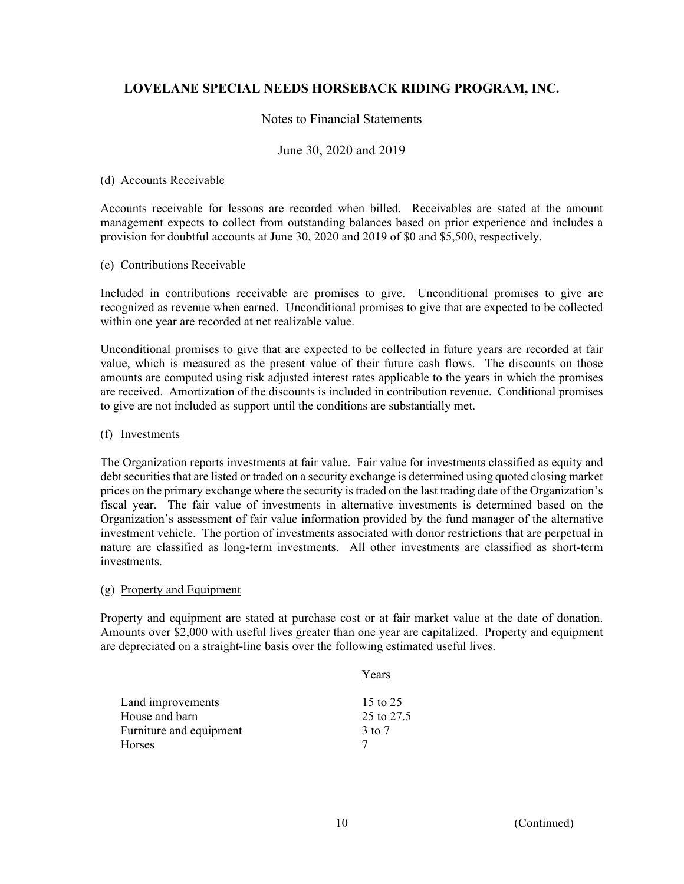(d) Accounts Receivable

Accounts receivable for lessons are recorded when billed. Receivables are stated at the amount management expects to collect from outstanding balances based on prior experience and includes a provision for doubtful accounts at June 30, 2020 and 2019 of $0 and $5,500, respectively.

(e) Contributions Receivable

Included in contributions receivable are promises to give. Unconditional promises to give are recognized as revenue when earned. Unconditional promises to give that are expected to be collected within one year are recorded at net realizable value.

Unconditional promises to give that are expected to be collected in future years are recorded at fair value, which is measured as the present value of their future cash flows. The discounts on those amounts are computed using risk adjusted interest rates applicable to the years in which the promises are received. Amortization of the discounts is included in contribution revenue. Conditional promises to give are not included as support until the conditions are substantially met.

(f) Investments

The Organization reports investments at fair value. Fair value for investments classified as equity and debt securities that are listed or traded on a security exchange is determined using quoted closing market prices on the primary exchange where the security is traded on the last trading date of the Organization's fiscal year. The fair value of investments in alternative investments is determined based on the Organization's assessment of fair value information provided by the fund manager of the alternative investment vehicle. The portion of investments associated with donor restrictions that are perpetual in nature are classified as long-term investments. All other investments are classified as short-term investments.

(g) Property and Equipment

Property and equipment are stated at purchase cost or at fair market value at the date of donation. Amounts over $2,000 with useful lives greater than one year are capitalized. Property and equipment are depreciated on a straight-line basis over the following estimated useful lives.

| | Years |
|---|---|
| Land improvements | 15 to 25 |
| House and barn | 25 to 27.5 |
| Furniture and equipment | 3 to 7 |
| Horses | 7 |

(Continued)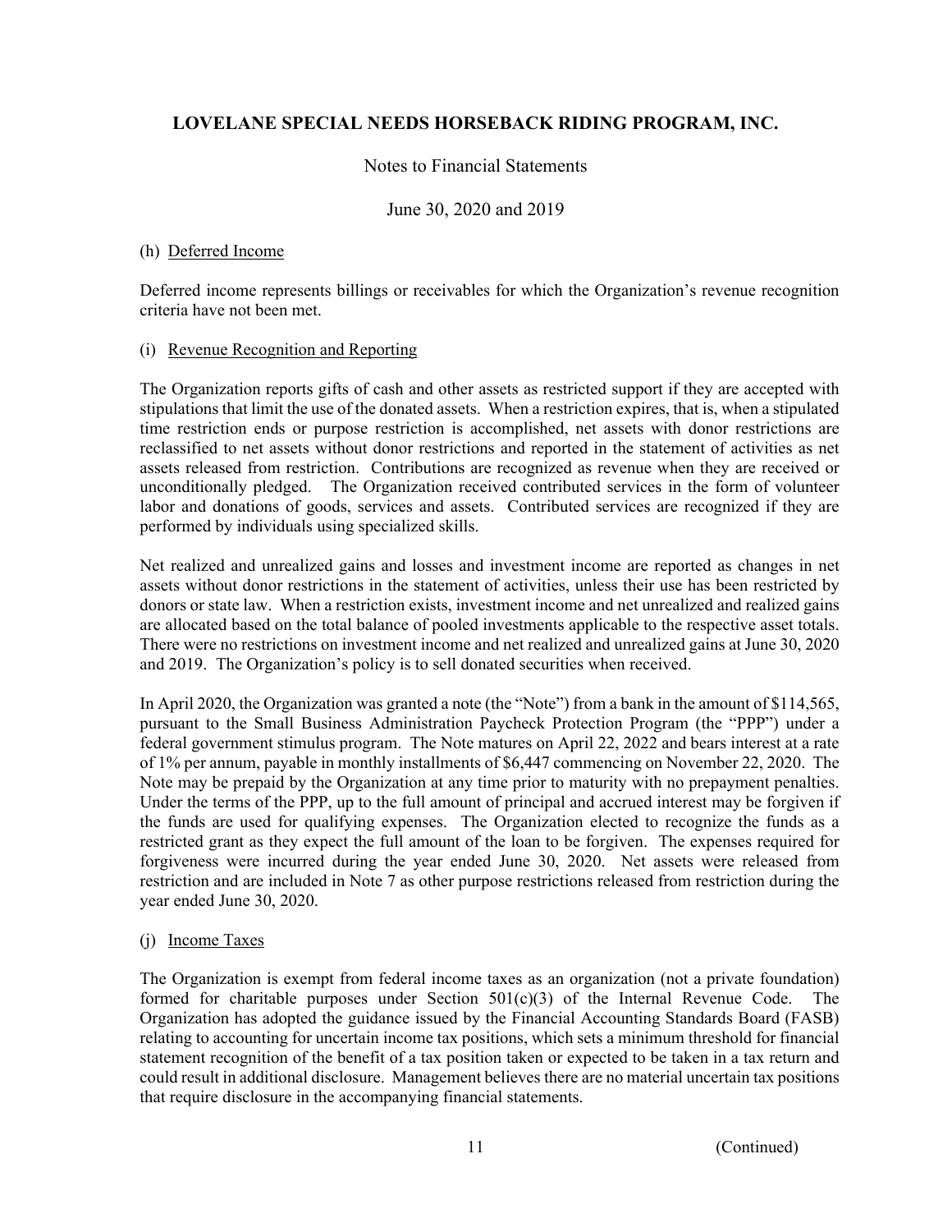# LOVELANE SPECIAL NEEDS HORSEBACK RIDING PROGRAM, INC.

Notes to Financial Statements

June 30, 2020 and 2019

(h) Deferred Income

Deferred income represents billings or receivables for which the Organization's revenue recognition criteria have not been met.

(i) Revenue Recognition and Reporting

The Organization reports gifts of cash and other assets as restricted support if they are accepted with stipulations that limit the use of the donated assets. When a restriction expires, that is, when a stipulated time restriction ends or purpose restriction is accomplished, net assets with donor restrictions are reclassified to net assets without donor restrictions and reported in the statement of activities as net assets released from restriction. Contributions are recognized as revenue when they are received or unconditionally pledged. The Organization received contributed services in the form of volunteer labor and donations of goods, services and assets. Contributed services are recognized if they are performed by individuals using specialized skills.

Net realized and unrealized gains and losses and investment income are reported as changes in net assets without donor restrictions in the statement of activities, unless their use has been restricted by donors or state law. When a restriction exists, investment income and net unrealized and realized gains are allocated based on the total balance of pooled investments applicable to the respective asset totals. There were no restrictions on investment income and net realized and unrealized gains at June 30, 2020 and 2019. The Organization's policy is to sell donated securities when received.

In April 2020, the Organization was granted a note (the "Note") from a bank in the amount of $114,565, pursuant to the Small Business Administration Paycheck Protection Program (the "PPP") under a federal government stimulus program. The Note matures on April 22, 2022 and bears interest at a rate of 1% per annum, payable in monthly installments of $6,447 commencing on November 22, 2020. The Note may be prepaid by the Organization at any time prior to maturity with no prepayment penalties. Under the terms of the PPP, up to the full amount of principal and accrued interest may be forgiven if the funds are used for qualifying expenses. The Organization elected to recognize the funds as a restricted grant as they expect the full amount of the loan to be forgiven. The expenses required for forgiveness were incurred during the year ended June 30, 2020. Net assets were released from restriction and are included in Note 7 as other purpose restrictions released from restriction during the year ended June 30, 2020.

(j) Income Taxes

The Organization is exempt from federal income taxes as an organization (not a private foundation) formed for charitable purposes under Section 501(c)(3) of the Internal Revenue Code. The Organization has adopted the guidance issued by the Financial Accounting Standards Board (FASB) relating to accounting for uncertain income tax positions, which sets a minimum threshold for financial statement recognition of the benefit of a tax position taken or expected to be taken in a tax return and could result in additional disclosure. Management believes there are no material uncertain tax positions that require disclosure in the accompanying financial statements.

(Continued)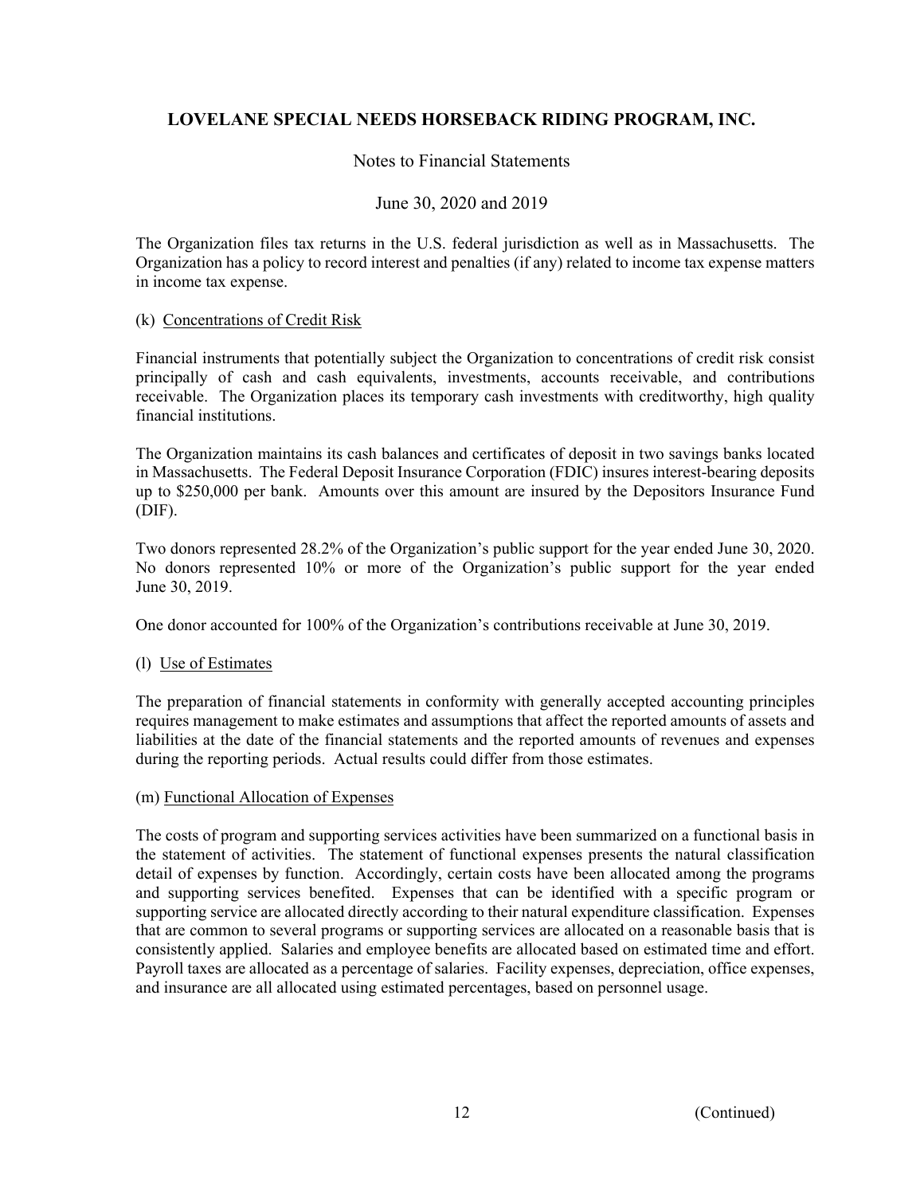The Organization files tax returns in the U.S. federal jurisdiction as well as in Massachusetts. The Organization has a policy to record interest and penalties (if any) related to income tax expense matters in income tax expense.

(k) Concentrations of Credit Risk

Financial instruments that potentially subject the Organization to concentrations of credit risk consist principally of cash and cash equivalents, investments, accounts receivable, and contributions receivable. The Organization places its temporary cash investments with creditworthy, high quality financial institutions.

The Organization maintains its cash balances and certificates of deposit in two savings banks located in Massachusetts. The Federal Deposit Insurance Corporation (FDIC) insures interest-bearing deposits up to $250,000 per bank. Amounts over this amount are insured by the Depositors Insurance Fund (DIF).

Two donors represented 28.2% of the Organization's public support for the year ended June 30, 2020. No donors represented 10% or more of the Organization's public support for the year ended June 30, 2019.

One donor accounted for 100% of the Organization's contributions receivable at June 30, 2019.

(l) Use of Estimates

The preparation of financial statements in conformity with generally accepted accounting principles requires management to make estimates and assumptions that affect the reported amounts of assets and liabilities at the date of the financial statements and the reported amounts of revenues and expenses during the reporting periods. Actual results could differ from those estimates.

(m) Functional Allocation of Expenses

The costs of program and supporting services activities have been summarized on a functional basis in the statement of activities. The statement of functional expenses presents the natural classification detail of expenses by function. Accordingly, certain costs have been allocated among the programs and supporting services benefited. Expenses that can be identified with a specific program or supporting service are allocated directly according to their natural expenditure classification. Expenses that are common to several programs or supporting services are allocated on a reasonable basis that is consistently applied. Salaries and employee benefits are allocated based on estimated time and effort. Payroll taxes are allocated as a percentage of salaries. Facility expenses, depreciation, office expenses, and insurance are all allocated using estimated percentages, based on personnel usage.

(Continued)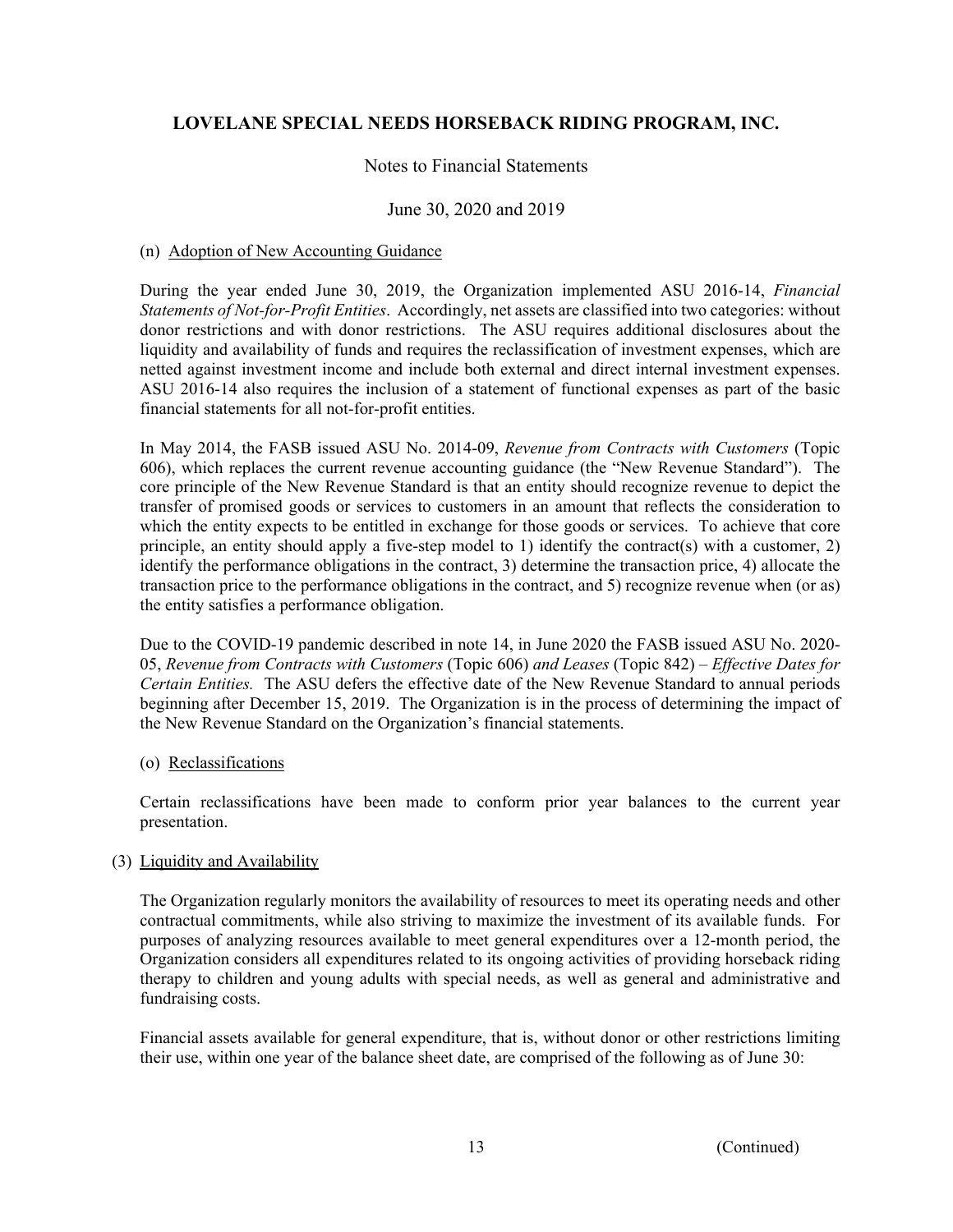(n) Adoption of New Accounting Guidance

During the year ended June 30, 2019, the Organization implemented ASU 2016-14, *Financial Statements of Not-for-Profit Entities*. Accordingly, net assets are classified into two categories: without donor restrictions and with donor restrictions. The ASU requires additional disclosures about the liquidity and availability of funds and requires the reclassification of investment expenses, which are netted against investment income and include both external and direct internal investment expenses. ASU 2016-14 also requires the inclusion of a statement of functional expenses as part of the basic financial statements for all not-for-profit entities.

In May 2014, the FASB issued ASU No. 2014-09, *Revenue from Contracts with Customers* (Topic 606), which replaces the current revenue accounting guidance (the "New Revenue Standard"). The core principle of the New Revenue Standard is that an entity should recognize revenue to depict the transfer of promised goods or services to customers in an amount that reflects the consideration to which the entity expects to be entitled in exchange for those goods or services. To achieve that core principle, an entity should apply a five-step model to 1) identify the contract(s) with a customer, 2) identify the performance obligations in the contract, 3) determine the transaction price, 4) allocate the transaction price to the performance obligations in the contract, and 5) recognize revenue when (or as) the entity satisfies a performance obligation.

Due to the COVID-19 pandemic described in note 14, in June 2020 the FASB issued ASU No. 2020-05, *Revenue from Contracts with Customers* (Topic 606) *and Leases* (Topic 842) – *Effective Dates for Certain Entities.* The ASU defers the effective date of the New Revenue Standard to annual periods beginning after December 15, 2019. The Organization is in the process of determining the impact of the New Revenue Standard on the Organization's financial statements.

(o) Reclassifications

Certain reclassifications have been made to conform prior year balances to the current year presentation.

## (3) Liquidity and Availability

The Organization regularly monitors the availability of resources to meet its operating needs and other contractual commitments, while also striving to maximize the investment of its available funds. For purposes of analyzing resources available to meet general expenditures over a 12-month period, the Organization considers all expenditures related to its ongoing activities of providing horseback riding therapy to children and young adults with special needs, as well as general and administrative and fundraising costs.

Financial assets available for general expenditure, that is, without donor or other restrictions limiting their use, within one year of the balance sheet date, are comprised of the following as of June 30:

(Continued)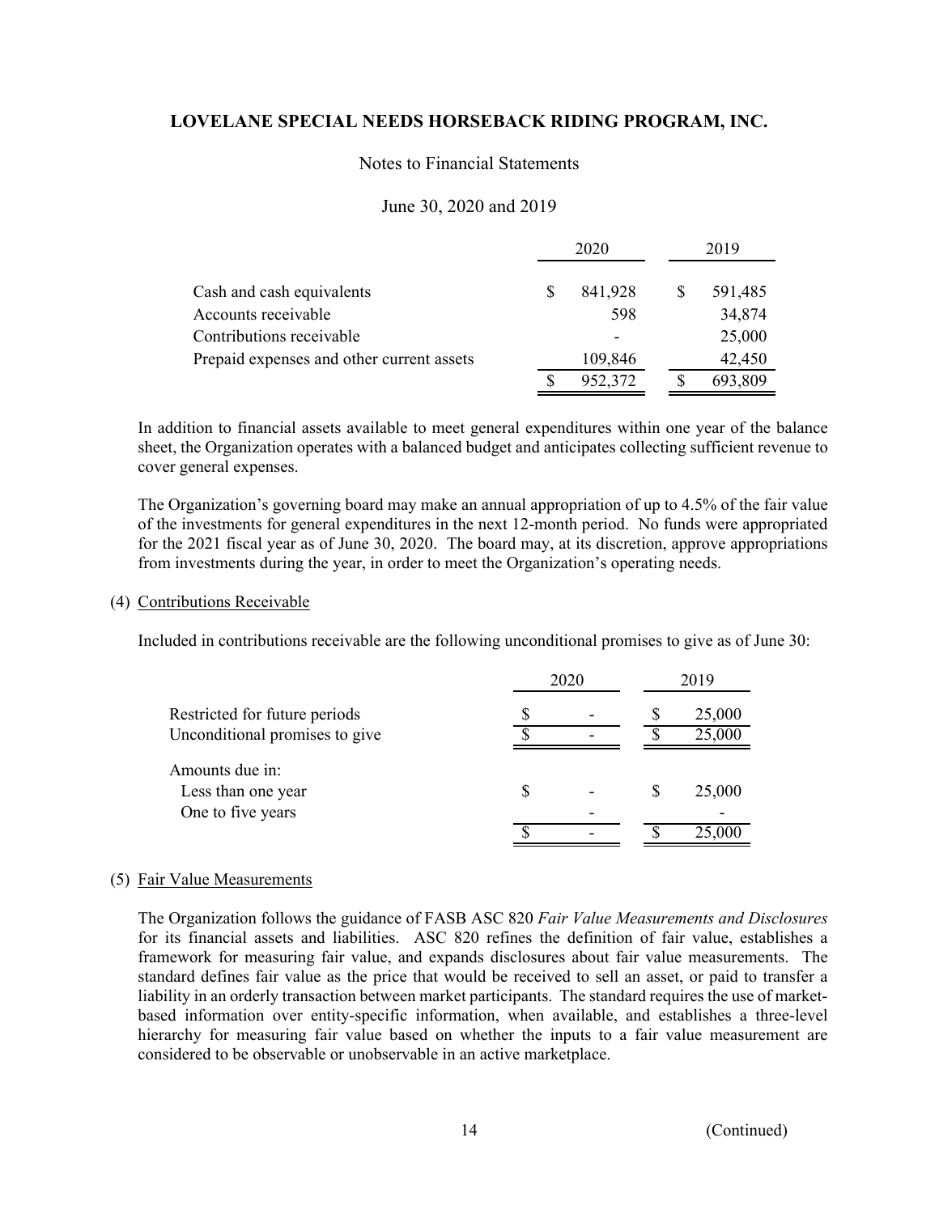| | 2020 | 2019 |
|---|---|---|
| Cash and cash equivalents | $ 841,928 | $ 591,485 |
| Accounts receivable | 598 | 34,874 |
| Contributions receivable | - | 25,000 |
| Prepaid expenses and other current assets | 109,846 | 42,450 |
| | $ 952,372 | $ 693,809 |

In addition to financial assets available to meet general expenditures within one year of the balance sheet, the Organization operates with a balanced budget and anticipates collecting sufficient revenue to cover general expenses.

The Organization's governing board may make an annual appropriation of up to 4.5% of the fair value of the investments for general expenditures in the next 12-month period. No funds were appropriated for the 2021 fiscal year as of June 30, 2020. The board may, at its discretion, approve appropriations from investments during the year, in order to meet the Organization's operating needs.

(4) Contributions Receivable

Included in contributions receivable are the following unconditional promises to give as of June 30:

| | 2020 | 2019 |
|---|---|---|
| Restricted for future periods | $ - | $ 25,000 |
| Unconditional promises to give | $ - | $ 25,000 |
| Amounts due in: | | |
| Less than one year | $ - | $ 25,000 |
| One to five years | - | - |
| | $ - | $ 25,000 |

(5) Fair Value Measurements

The Organization follows the guidance of FASB ASC 820 *Fair Value Measurements and Disclosures* for its financial assets and liabilities. ASC 820 refines the definition of fair value, establishes a framework for measuring fair value, and expands disclosures about fair value measurements. The standard defines fair value as the price that would be received to sell an asset, or paid to transfer a liability in an orderly transaction between market participants. The standard requires the use of market-based information over entity-specific information, when available, and establishes a three-level hierarchy for measuring fair value based on whether the inputs to a fair value measurement are considered to be observable or unobservable in an active marketplace.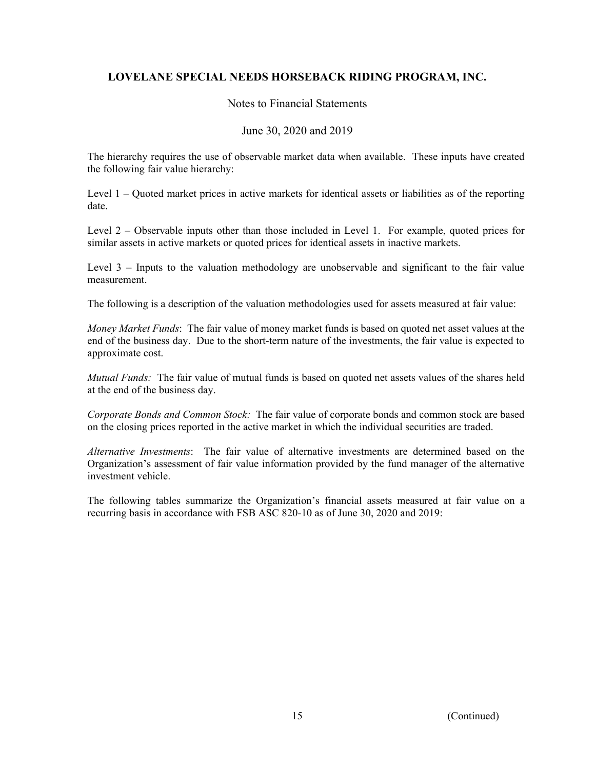The hierarchy requires the use of observable market data when available. These inputs have created the following fair value hierarchy:

Level 1 – Quoted market prices in active markets for identical assets or liabilities as of the reporting date.

Level 2 – Observable inputs other than those included in Level 1. For example, quoted prices for similar assets in active markets or quoted prices for identical assets in inactive markets.

Level 3 – Inputs to the valuation methodology are unobservable and significant to the fair value measurement.

The following is a description of the valuation methodologies used for assets measured at fair value:

*Money Market Funds*: The fair value of money market funds is based on quoted net asset values at the end of the business day. Due to the short-term nature of the investments, the fair value is expected to approximate cost.

*Mutual Funds:* The fair value of mutual funds is based on quoted net assets values of the shares held at the end of the business day.

*Corporate Bonds and Common Stock:* The fair value of corporate bonds and common stock are based on the closing prices reported in the active market in which the individual securities are traded.

*Alternative Investments*: The fair value of alternative investments are determined based on the Organization's assessment of fair value information provided by the fund manager of the alternative investment vehicle.

The following tables summarize the Organization's financial assets measured at fair value on a recurring basis in accordance with FSB ASC 820-10 as of June 30, 2020 and 2019: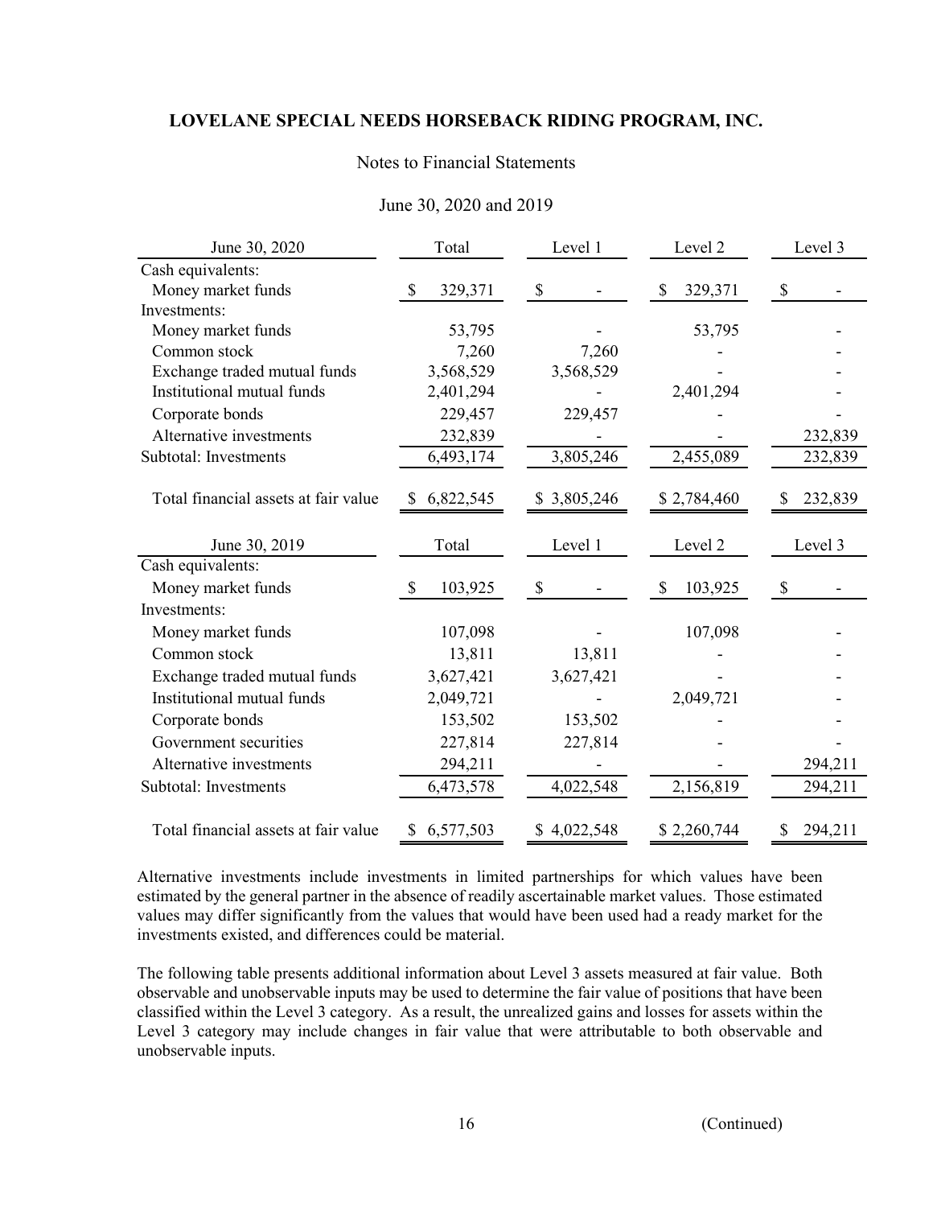**LOVELANE SPECIAL NEEDS HORSEBACK RIDING PROGRAM, INC.**

Notes to Financial Statements

June 30, 2020 and 2019

| June 30, 2020 | Total | Level 1 | Level 2 | Level 3 |
|---|---|---|---|---|
| Cash equivalents: | | | | |
| Money market funds | $ 329,371 | $ - | $ 329,371 | $ - |
| Investments: | | | | |
| Money market funds | 53,795 | - | 53,795 | - |
| Common stock | 7,260 | 7,260 | - | - |
| Exchange traded mutual funds | 3,568,529 | 3,568,529 | - | - |
| Institutional mutual funds | 2,401,294 | - | 2,401,294 | - |
| Corporate bonds | 229,457 | 229,457 | - | - |
| Alternative investments | 232,839 | - | - | 232,839 |
| Subtotal: Investments | 6,493,174 | 3,805,246 | 2,455,089 | 232,839 |
| Total financial assets at fair value | $ 6,822,545 | $ 3,805,246 | $ 2,784,460 | $ 232,839 |

| June 30, 2019 | Total | Level 1 | Level 2 | Level 3 |
|---|---|---|---|---|
| Cash equivalents: | | | | |
| Money market funds | $ 103,925 | $ - | $ 103,925 | $ - |
| Investments: | | | | |
| Money market funds | 107,098 | - | 107,098 | - |
| Common stock | 13,811 | 13,811 | - | - |
| Exchange traded mutual funds | 3,627,421 | 3,627,421 | - | - |
| Institutional mutual funds | 2,049,721 | - | 2,049,721 | - |
| Corporate bonds | 153,502 | 153,502 | - | - |
| Government securities | 227,814 | 227,814 | - | - |
| Alternative investments | 294,211 | - | - | 294,211 |
| Subtotal: Investments | 6,473,578 | 4,022,548 | 2,156,819 | 294,211 |
| Total financial assets at fair value | $ 6,577,503 | $ 4,022,548 | $ 2,260,744 | $ 294,211 |

Alternative investments include investments in limited partnerships for which values have been estimated by the general partner in the absence of readily ascertainable market values. Those estimated values may differ significantly from the values that would have been used had a ready market for the investments existed, and differences could be material.

The following table presents additional information about Level 3 assets measured at fair value. Both observable and unobservable inputs may be used to determine the fair value of positions that have been classified within the Level 3 category. As a result, the unrealized gains and losses for assets within the Level 3 category may include changes in fair value that were attributable to both observable and unobservable inputs.

(Continued)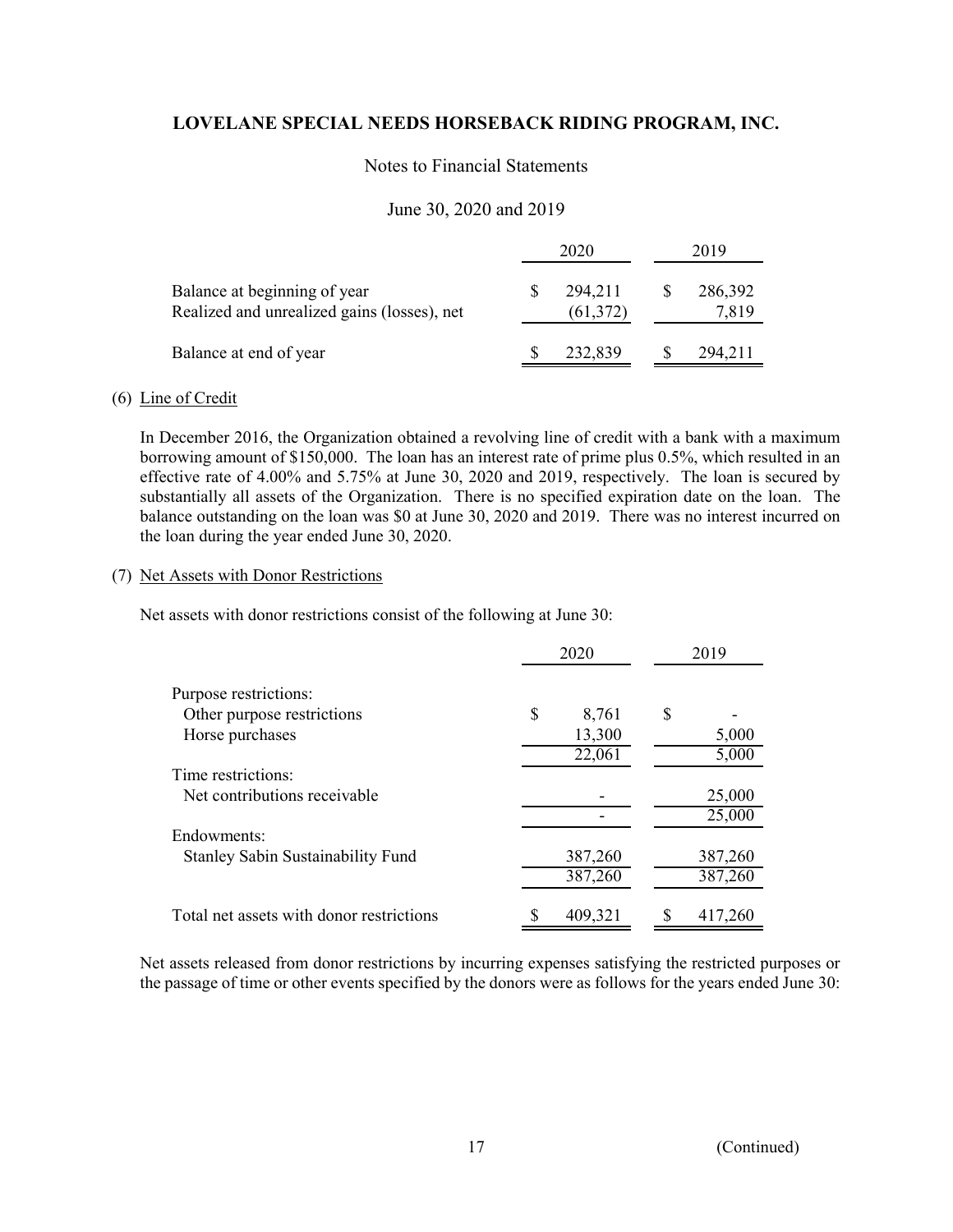|  | 2020 | 2019 |
|---|---|---|
| Balance at beginning of year | $ 294,211 | $ 286,392 |
| Realized and unrealized gains (losses), net | (61,372) | 7,819 |
| Balance at end of year | $ 232,839 | $ 294,211 |

(6) Line of Credit

In December 2016, the Organization obtained a revolving line of credit with a bank with a maximum borrowing amount of $150,000. The loan has an interest rate of prime plus 0.5%, which resulted in an effective rate of 4.00% and 5.75% at June 30, 2020 and 2019, respectively. The loan is secured by substantially all assets of the Organization. There is no specified expiration date on the loan. The balance outstanding on the loan was $0 at June 30, 2020 and 2019. There was no interest incurred on the loan during the year ended June 30, 2020.

(7) Net Assets with Donor Restrictions

Net assets with donor restrictions consist of the following at June 30:

|  | 2020 | 2019 |
|---|---|---|
| Purpose restrictions: |  |  |
| Other purpose restrictions | $ 8,761 | $ - |
| Horse purchases | 13,300 | 5,000 |
|  | 22,061 | 5,000 |
| Time restrictions: |  |  |
| Net contributions receivable | - | 25,000 |
|  | - | 25,000 |
| Endowments: |  |  |
| Stanley Sabin Sustainability Fund | 387,260 | 387,260 |
|  | 387,260 | 387,260 |
| Total net assets with donor restrictions | $ 409,321 | $ 417,260 |

Net assets released from donor restrictions by incurring expenses satisfying the restricted purposes or the passage of time or other events specified by the donors were as follows for the years ended June 30: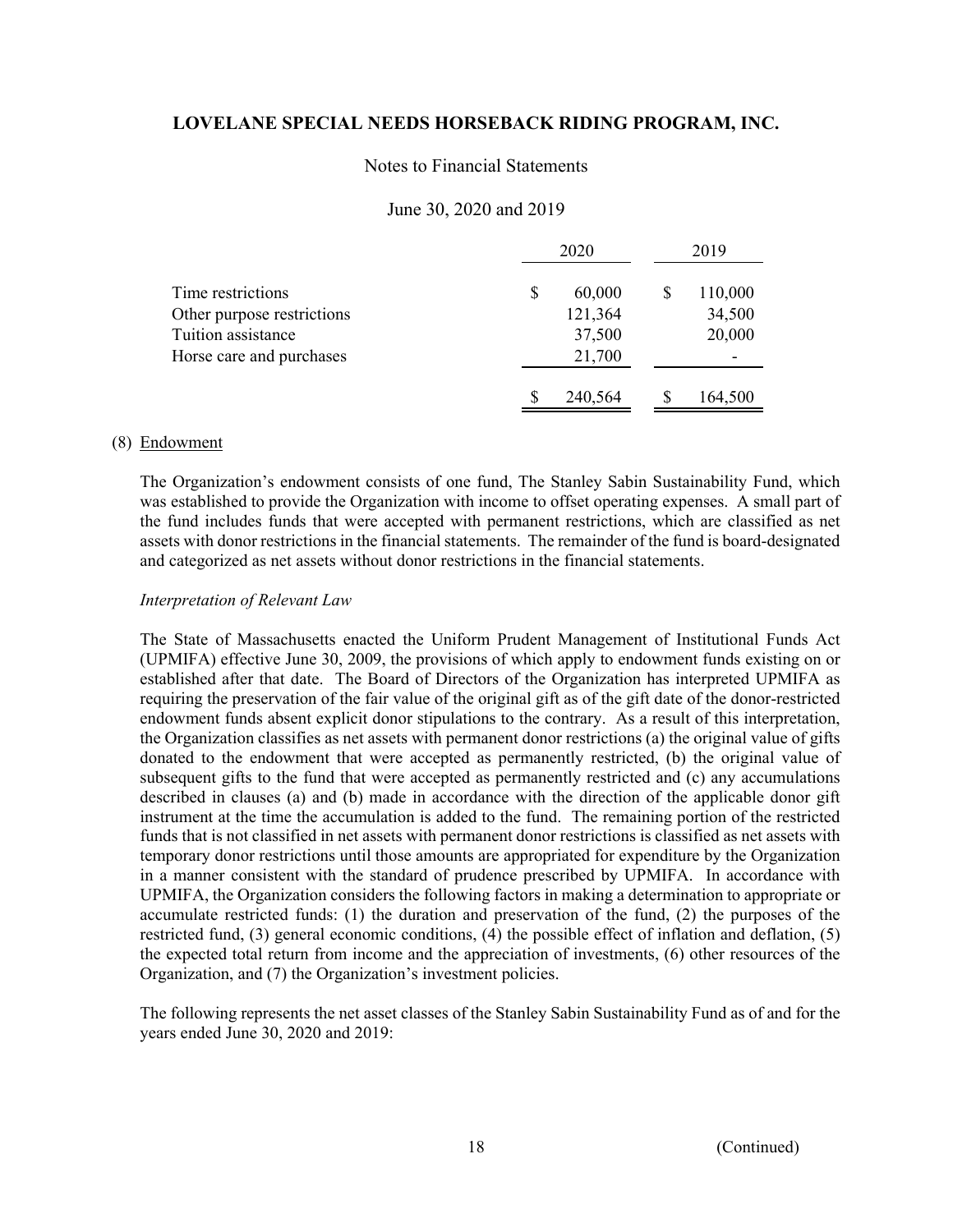# LOVELANE SPECIAL NEEDS HORSEBACK RIDING PROGRAM, INC.

Notes to Financial Statements

June 30, 2020 and 2019

| | 2020 | 2019 |
|---|---|---|
| Time restrictions | $ 60,000 | $ 110,000 |
| Other purpose restrictions | 121,364 | 34,500 |
| Tuition assistance | 37,500 | 20,000 |
| Horse care and purchases | 21,700 | - |
| | $ 240,564 | $ 164,500 |

(8) Endowment

The Organization's endowment consists of one fund, The Stanley Sabin Sustainability Fund, which was established to provide the Organization with income to offset operating expenses. A small part of the fund includes funds that were accepted with permanent restrictions, which are classified as net assets with donor restrictions in the financial statements. The remainder of the fund is board-designated and categorized as net assets without donor restrictions in the financial statements.

*Interpretation of Relevant Law*

The State of Massachusetts enacted the Uniform Prudent Management of Institutional Funds Act (UPMIFA) effective June 30, 2009, the provisions of which apply to endowment funds existing on or established after that date. The Board of Directors of the Organization has interpreted UPMIFA as requiring the preservation of the fair value of the original gift as of the gift date of the donor-restricted endowment funds absent explicit donor stipulations to the contrary. As a result of this interpretation, the Organization classifies as net assets with permanent donor restrictions (a) the original value of gifts donated to the endowment that were accepted as permanently restricted, (b) the original value of subsequent gifts to the fund that were accepted as permanently restricted and (c) any accumulations described in clauses (a) and (b) made in accordance with the direction of the applicable donor gift instrument at the time the accumulation is added to the fund. The remaining portion of the restricted funds that is not classified in net assets with permanent donor restrictions is classified as net assets with temporary donor restrictions until those amounts are appropriated for expenditure by the Organization in a manner consistent with the standard of prudence prescribed by UPMIFA. In accordance with UPMIFA, the Organization considers the following factors in making a determination to appropriate or accumulate restricted funds: (1) the duration and preservation of the fund, (2) the purposes of the restricted fund, (3) general economic conditions, (4) the possible effect of inflation and deflation, (5) the expected total return from income and the appreciation of investments, (6) other resources of the Organization, and (7) the Organization's investment policies.

The following represents the net asset classes of the Stanley Sabin Sustainability Fund as of and for the years ended June 30, 2020 and 2019:

(Continued)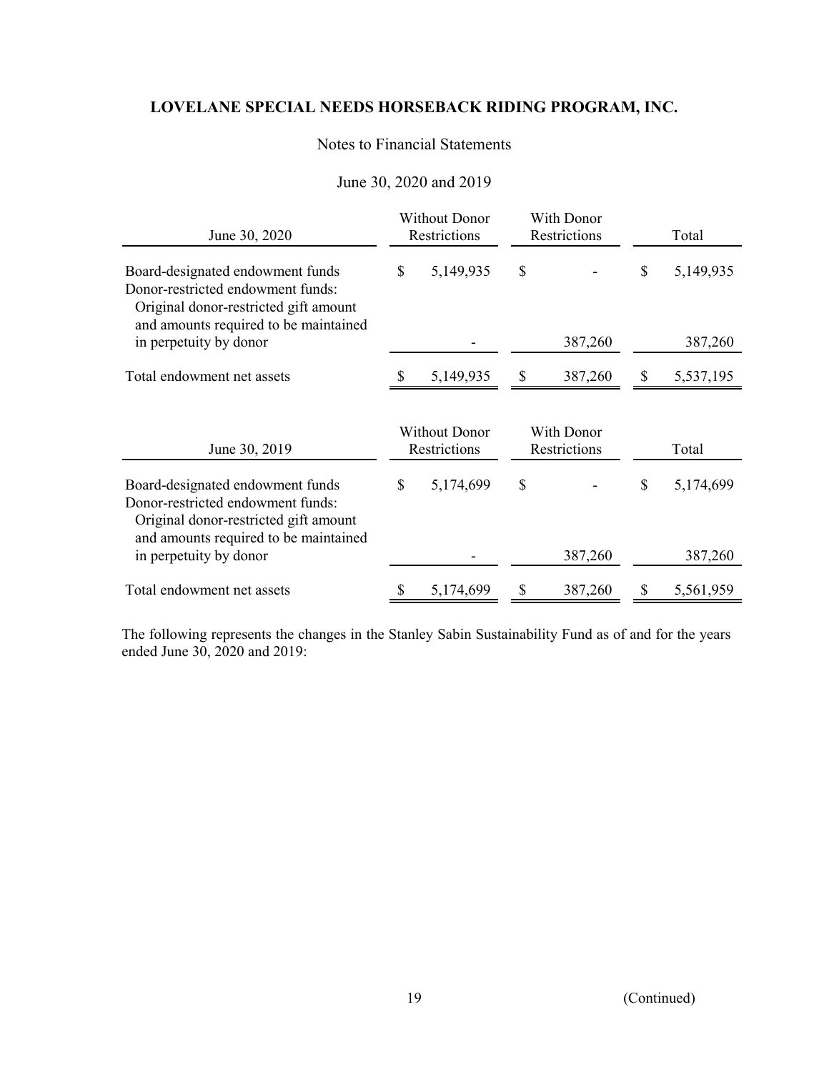**LOVELANE SPECIAL NEEDS HORSEBACK RIDING PROGRAM, INC.**

Notes to Financial Statements

June 30, 2020 and 2019

| June 30, 2020 | Without Donor Restrictions | With Donor Restrictions | Total |
|---|---|---|---|
| Board-designated endowment funds | $ 5,149,935 | $ - | $ 5,149,935 |
| Donor-restricted endowment funds: | | | |
| Original donor-restricted gift amount and amounts required to be maintained in perpetuity by donor | - | 387,260 | 387,260 |
| Total endowment net assets | $ 5,149,935 | $ 387,260 | $ 5,537,195 |

| June 30, 2019 | Without Donor Restrictions | With Donor Restrictions | Total |
|---|---|---|---|
| Board-designated endowment funds | $ 5,174,699 | $ - | $ 5,174,699 |
| Donor-restricted endowment funds: | | | |
| Original donor-restricted gift amount and amounts required to be maintained in perpetuity by donor | - | 387,260 | 387,260 |
| Total endowment net assets | $ 5,174,699 | $ 387,260 | $ 5,561,959 |

The following represents the changes in the Stanley Sabin Sustainability Fund as of and for the years ended June 30, 2020 and 2019:

(Continued)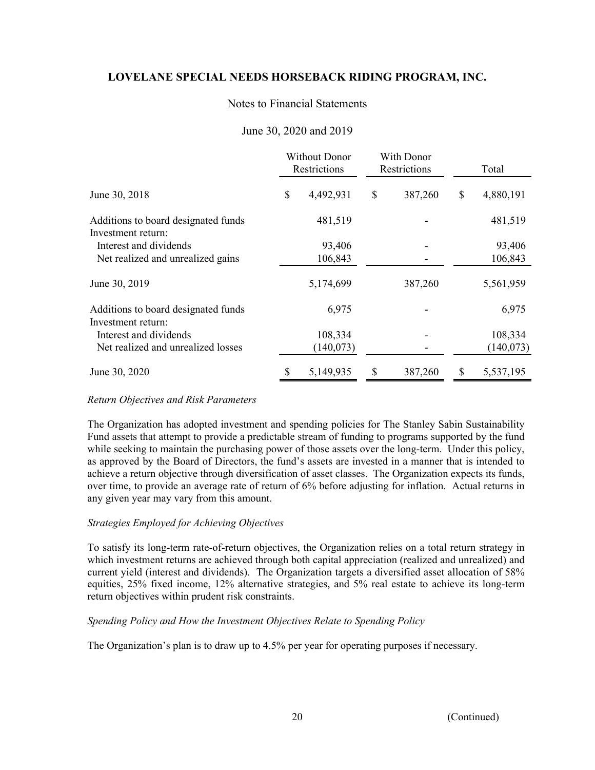# LOVELANE SPECIAL NEEDS HORSEBACK RIDING PROGRAM, INC.

Notes to Financial Statements

June 30, 2020 and 2019

| | Without Donor Restrictions | With Donor Restrictions | Total |
|---|---|---|---|
| June 30, 2018 | $ 4,492,931 | $ 387,260 | $ 4,880,191 |
| Additions to board designated funds | 481,519 | - | 481,519 |
| Investment return: | | | |
| Interest and dividends | 93,406 | - | 93,406 |
| Net realized and unrealized gains | 106,843 | - | 106,843 |
| June 30, 2019 | 5,174,699 | 387,260 | 5,561,959 |
| Additions to board designated funds | 6,975 | - | 6,975 |
| Investment return: | | | |
| Interest and dividends | 108,334 | - | 108,334 |
| Net realized and unrealized losses | (140,073) | - | (140,073) |
| June 30, 2020 | $ 5,149,935 | $ 387,260 | $ 5,537,195 |

*Return Objectives and Risk Parameters*

The Organization has adopted investment and spending policies for The Stanley Sabin Sustainability Fund assets that attempt to provide a predictable stream of funding to programs supported by the fund while seeking to maintain the purchasing power of those assets over the long-term. Under this policy, as approved by the Board of Directors, the fund's assets are invested in a manner that is intended to achieve a return objective through diversification of asset classes. The Organization expects its funds, over time, to provide an average rate of return of 6% before adjusting for inflation. Actual returns in any given year may vary from this amount.

*Strategies Employed for Achieving Objectives*

To satisfy its long-term rate-of-return objectives, the Organization relies on a total return strategy in which investment returns are achieved through both capital appreciation (realized and unrealized) and current yield (interest and dividends). The Organization targets a diversified asset allocation of 58% equities, 25% fixed income, 12% alternative strategies, and 5% real estate to achieve its long-term return objectives within prudent risk constraints.

*Spending Policy and How the Investment Objectives Relate to Spending Policy*

The Organization's plan is to draw up to 4.5% per year for operating purposes if necessary.

(Continued)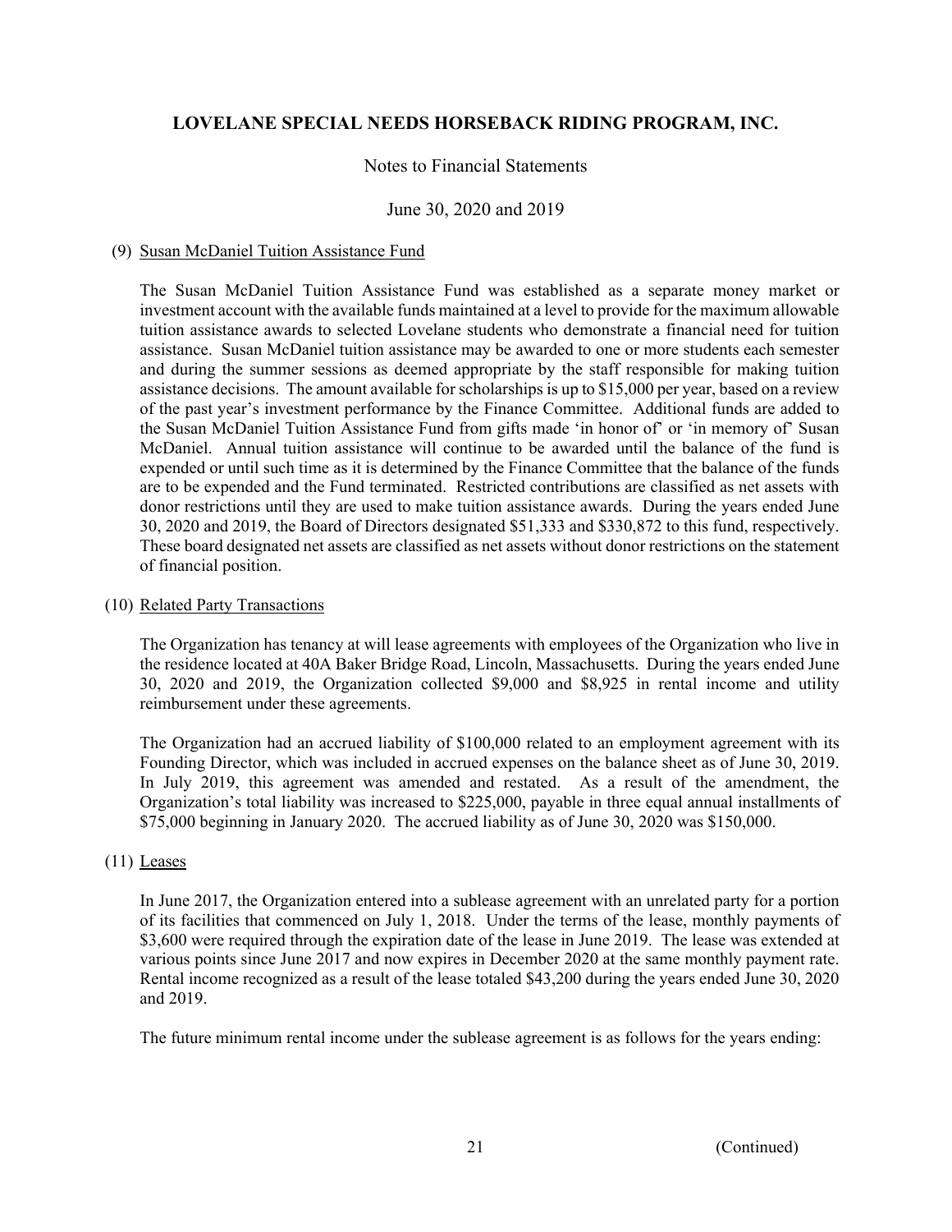# LOVELANE SPECIAL NEEDS HORSEBACK RIDING PROGRAM, INC.

Notes to Financial Statements

June 30, 2020 and 2019

(9) Susan McDaniel Tuition Assistance Fund

The Susan McDaniel Tuition Assistance Fund was established as a separate money market or investment account with the available funds maintained at a level to provide for the maximum allowable tuition assistance awards to selected Lovelane students who demonstrate a financial need for tuition assistance. Susan McDaniel tuition assistance may be awarded to one or more students each semester and during the summer sessions as deemed appropriate by the staff responsible for making tuition assistance decisions. The amount available for scholarships is up to $15,000 per year, based on a review of the past year's investment performance by the Finance Committee. Additional funds are added to the Susan McDaniel Tuition Assistance Fund from gifts made 'in honor of' or 'in memory of' Susan McDaniel. Annual tuition assistance will continue to be awarded until the balance of the fund is expended or until such time as it is determined by the Finance Committee that the balance of the funds are to be expended and the Fund terminated. Restricted contributions are classified as net assets with donor restrictions until they are used to make tuition assistance awards. During the years ended June 30, 2020 and 2019, the Board of Directors designated $51,333 and $330,872 to this fund, respectively. These board designated net assets are classified as net assets without donor restrictions on the statement of financial position.

(10) Related Party Transactions

The Organization has tenancy at will lease agreements with employees of the Organization who live in the residence located at 40A Baker Bridge Road, Lincoln, Massachusetts. During the years ended June 30, 2020 and 2019, the Organization collected $9,000 and $8,925 in rental income and utility reimbursement under these agreements.

The Organization had an accrued liability of $100,000 related to an employment agreement with its Founding Director, which was included in accrued expenses on the balance sheet as of June 30, 2019. In July 2019, this agreement was amended and restated. As a result of the amendment, the Organization's total liability was increased to $225,000, payable in three equal annual installments of $75,000 beginning in January 2020. The accrued liability as of June 30, 2020 was $150,000.

(11) Leases

In June 2017, the Organization entered into a sublease agreement with an unrelated party for a portion of its facilities that commenced on July 1, 2018. Under the terms of the lease, monthly payments of $3,600 were required through the expiration date of the lease in June 2019. The lease was extended at various points since June 2017 and now expires in December 2020 at the same monthly payment rate. Rental income recognized as a result of the lease totaled $43,200 during the years ended June 30, 2020 and 2019.

The future minimum rental income under the sublease agreement is as follows for the years ending: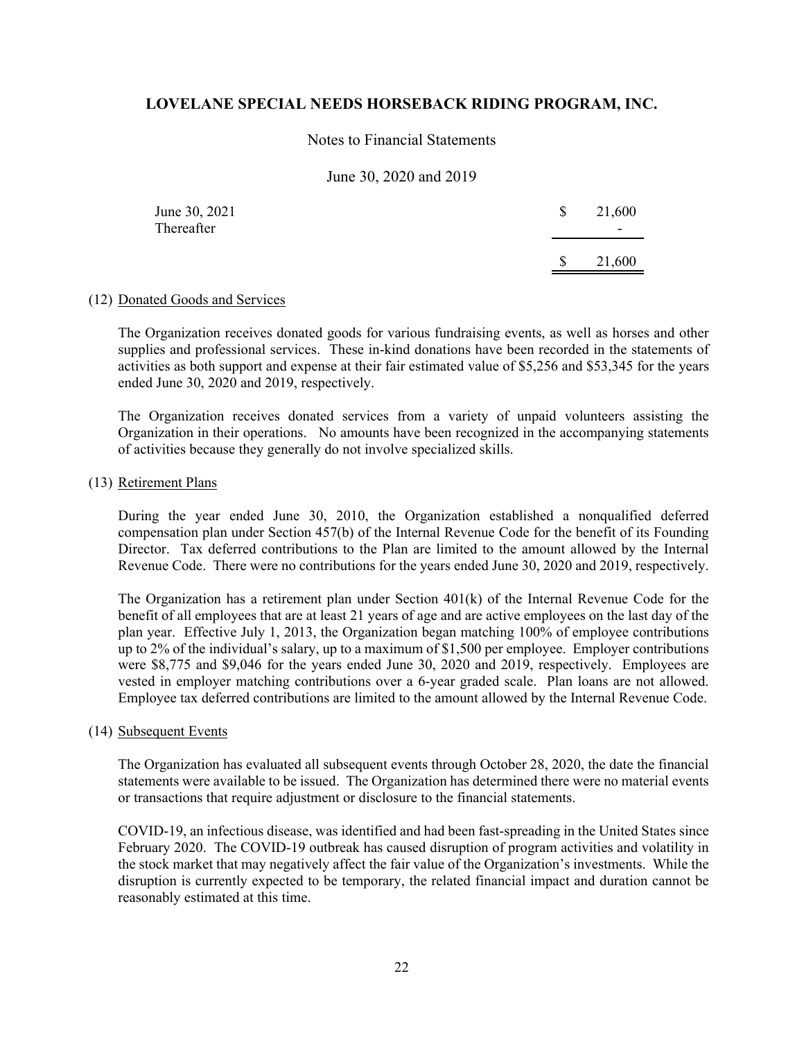| | | |
|---|---|---|
| June 30, 2021 | $ | 21,600 |
| Thereafter | | - |
| | $ | 21,600 |

(12) Donated Goods and Services

The Organization receives donated goods for various fundraising events, as well as horses and other supplies and professional services. These in-kind donations have been recorded in the statements of activities as both support and expense at their fair estimated value of $5,256 and $53,345 for the years ended June 30, 2020 and 2019, respectively.

The Organization receives donated services from a variety of unpaid volunteers assisting the Organization in their operations. No amounts have been recognized in the accompanying statements of activities because they generally do not involve specialized skills.

(13) Retirement Plans

During the year ended June 30, 2010, the Organization established a nonqualified deferred compensation plan under Section 457(b) of the Internal Revenue Code for the benefit of its Founding Director. Tax deferred contributions to the Plan are limited to the amount allowed by the Internal Revenue Code. There were no contributions for the years ended June 30, 2020 and 2019, respectively.

The Organization has a retirement plan under Section 401(k) of the Internal Revenue Code for the benefit of all employees that are at least 21 years of age and are active employees on the last day of the plan year. Effective July 1, 2013, the Organization began matching 100% of employee contributions up to 2% of the individual's salary, up to a maximum of $1,500 per employee. Employer contributions were $8,775 and $9,046 for the years ended June 30, 2020 and 2019, respectively. Employees are vested in employer matching contributions over a 6-year graded scale. Plan loans are not allowed. Employee tax deferred contributions are limited to the amount allowed by the Internal Revenue Code.

(14) Subsequent Events

The Organization has evaluated all subsequent events through October 28, 2020, the date the financial statements were available to be issued. The Organization has determined there were no material events or transactions that require adjustment or disclosure to the financial statements.

COVID-19, an infectious disease, was identified and had been fast-spreading in the United States since February 2020. The COVID-19 outbreak has caused disruption of program activities and volatility in the stock market that may negatively affect the fair value of the Organization's investments. While the disruption is currently expected to be temporary, the related financial impact and duration cannot be reasonably estimated at this time.